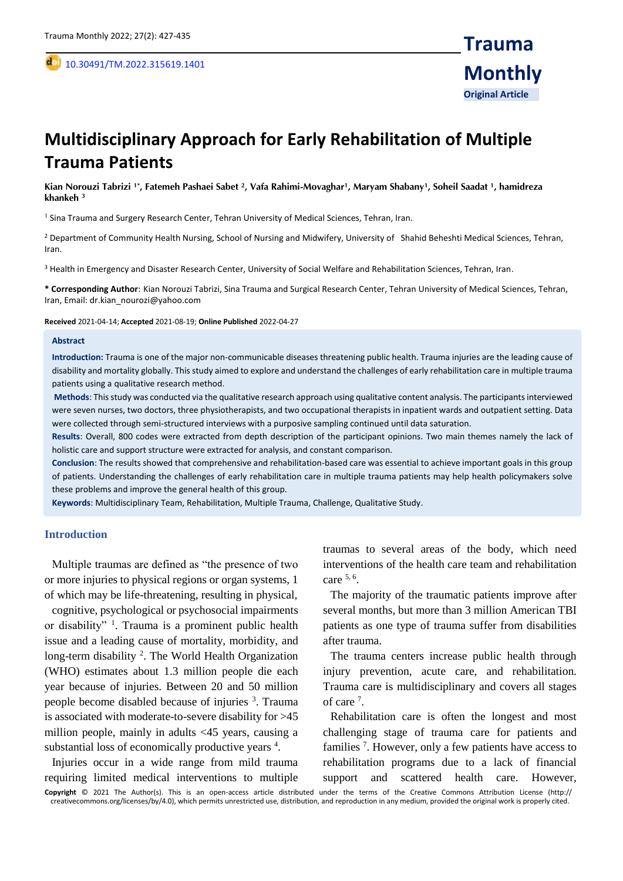Original Article

DOI: 10.30491/TM.2022.315619.1401

# Multidisciplinary Approach for Early Rehabilitation of Multiple Trauma Patients

**Kian Norouzi Tabrizi [1*], Fatemeh Pashaei Sabet [2], Vafa Rahimi-Movaghar[1], Maryam Shabany[1], Soheil Saadat [1], hamidreza khankeh [3]**

[1] Sina Trauma and Surgery Research Center, Tehran University of Medical Sciences, Tehran, Iran.

[2] Department of Community Health Nursing, School of Nursing and Midwifery, University of Shahid Beheshti Medical Sciences, Tehran, Iran.

[3] Health in Emergency and Disaster Research Center, University of Social Welfare and Rehabilitation Sciences, Tehran, Iran.

**\* Corresponding Author**: Kian Norouzi Tabrizi, Sina Trauma and Surgical Research Center, Tehran University of Medical Sciences, Tehran, Iran, Email: dr.kian_nourozi@yahoo.com

**Received** 2021-04-14; **Accepted** 2021-08-19; **Online Published** 2022-04-27

## Abstract

**Introduction:** Trauma is one of the major non-communicable diseases threatening public health. Trauma injuries are the leading cause of disability and mortality globally. This study aimed to explore and understand the challenges of early rehabilitation care in multiple trauma patients using a qualitative research method.

**Methods**: This study was conducted via the qualitative research approach using qualitative content analysis. The participants interviewed were seven nurses, two doctors, three physiotherapists, and two occupational therapists in inpatient wards and outpatient setting. Data were collected through semi-structured interviews with a purposive sampling continued until data saturation.

**Results**: Overall, 800 codes were extracted from depth description of the participant opinions. Two main themes namely the lack of holistic care and support structure were extracted for analysis, and constant comparison.

**Conclusion**: The results showed that comprehensive and rehabilitation-based care was essential to achieve important goals in this group of patients. Understanding the challenges of early rehabilitation care in multiple trauma patients may help health policymakers solve these problems and improve the general health of this group.

**Keywords**: Multidisciplinary Team, Rehabilitation, Multiple Trauma, Challenge, Qualitative Study.

## Introduction

Multiple traumas are defined as "the presence of two or more injuries to physical regions or organ systems, 1 of which may be life-threatening, resulting in physical, cognitive, psychological or psychosocial impairments or disability" [1]. Trauma is a prominent public health issue and a leading cause of mortality, morbidity, and long-term disability [2]. The World Health Organization (WHO) estimates about 1.3 million people die each year because of injuries. Between 20 and 50 million people become disabled because of injuries [3]. Trauma is associated with moderate-to-severe disability for >45 million people, mainly in adults <45 years, causing a substantial loss of economically productive years [4].

Injuries occur in a wide range from mild trauma requiring limited medical interventions to multiple traumas to several areas of the body, which need interventions of the health care team and rehabilitation care [5, 6].

The majority of the traumatic patients improve after several months, but more than 3 million American TBI patients as one type of trauma suffer from disabilities after trauma.

The trauma centers increase public health through injury prevention, acute care, and rehabilitation. Trauma care is multidisciplinary and covers all stages of care [7].

Rehabilitation care is often the longest and most challenging stage of trauma care for patients and families [7]. However, only a few patients have access to rehabilitation programs due to a lack of financial support and scattered health care. However,

**Copyright** © 2021 The Author(s). This is an open-access article distributed under the terms of the Creative Commons Attribution License (http://creativecommons.org/licenses/by/4.0), which permits unrestricted use, distribution, and reproduction in any medium, provided the original work is properly cited.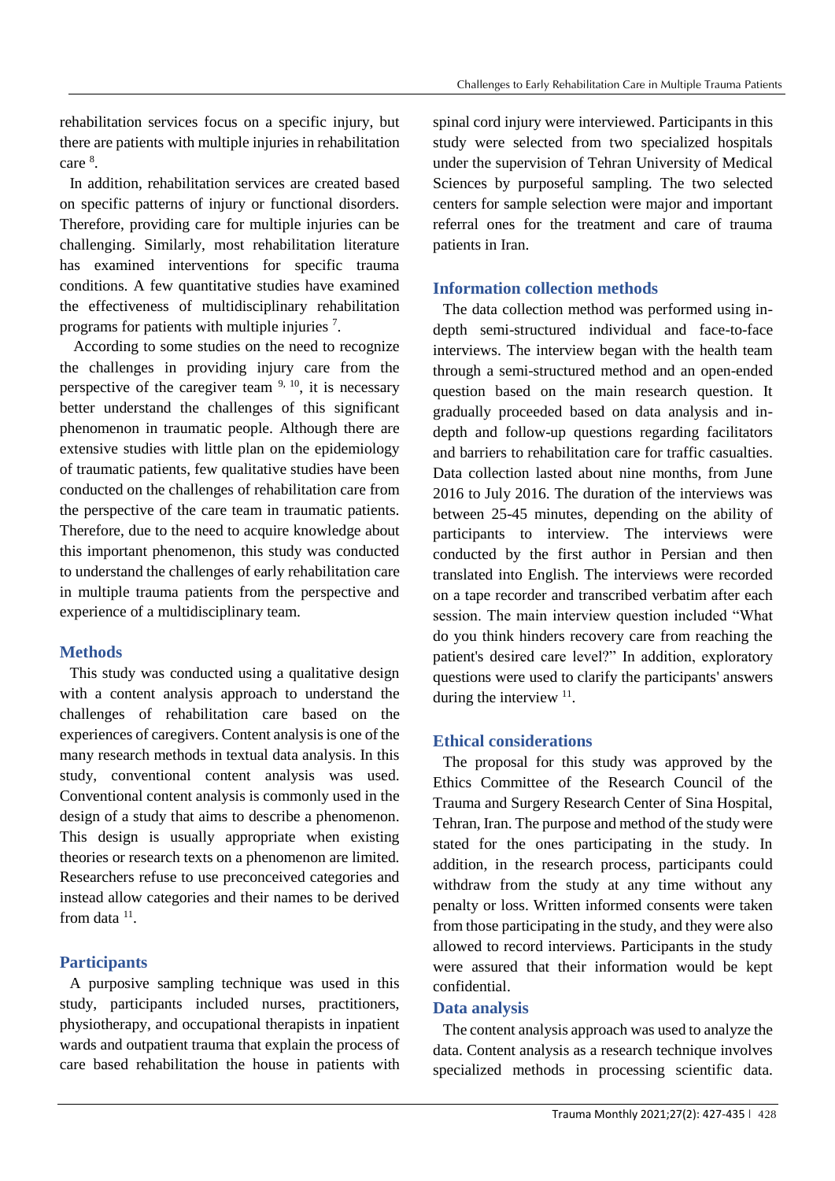rehabilitation services focus on a specific injury, but there are patients with multiple injuries in rehabilitation care [8].

In addition, rehabilitation services are created based on specific patterns of injury or functional disorders. Therefore, providing care for multiple injuries can be challenging. Similarly, most rehabilitation literature has examined interventions for specific trauma conditions. A few quantitative studies have examined the effectiveness of multidisciplinary rehabilitation programs for patients with multiple injuries [7].

According to some studies on the need to recognize the challenges in providing injury care from the perspective of the caregiver team [9, 10], it is necessary better understand the challenges of this significant phenomenon in traumatic people. Although there are extensive studies with little plan on the epidemiology of traumatic patients, few qualitative studies have been conducted on the challenges of rehabilitation care from the perspective of the care team in traumatic patients. Therefore, due to the need to acquire knowledge about this important phenomenon, this study was conducted to understand the challenges of early rehabilitation care in multiple trauma patients from the perspective and experience of a multidisciplinary team.

## Methods

This study was conducted using a qualitative design with a content analysis approach to understand the challenges of rehabilitation care based on the experiences of caregivers. Content analysis is one of the many research methods in textual data analysis. In this study, conventional content analysis was used. Conventional content analysis is commonly used in the design of a study that aims to describe a phenomenon. This design is usually appropriate when existing theories or research texts on a phenomenon are limited. Researchers refuse to use preconceived categories and instead allow categories and their names to be derived from data [11].

## Participants

A purposive sampling technique was used in this study, participants included nurses, practitioners, physiotherapy, and occupational therapists in inpatient wards and outpatient trauma that explain the process of care based rehabilitation the house in patients with spinal cord injury were interviewed. Participants in this study were selected from two specialized hospitals under the supervision of Tehran University of Medical Sciences by purposeful sampling. The two selected centers for sample selection were major and important referral ones for the treatment and care of trauma patients in Iran.

## Information collection methods

The data collection method was performed using in-depth semi-structured individual and face-to-face interviews. The interview began with the health team through a semi-structured method and an open-ended question based on the main research question. It gradually proceeded based on data analysis and in-depth and follow-up questions regarding facilitators and barriers to rehabilitation care for traffic casualties. Data collection lasted about nine months, from June 2016 to July 2016. The duration of the interviews was between 25-45 minutes, depending on the ability of participants to interview. The interviews were conducted by the first author in Persian and then translated into English. The interviews were recorded on a tape recorder and transcribed verbatim after each session. The main interview question included "What do you think hinders recovery care from reaching the patient's desired care level?" In addition, exploratory questions were used to clarify the participants' answers during the interview [11].

## Ethical considerations

The proposal for this study was approved by the Ethics Committee of the Research Council of the Trauma and Surgery Research Center of Sina Hospital, Tehran, Iran. The purpose and method of the study were stated for the ones participating in the study. In addition, in the research process, participants could withdraw from the study at any time without any penalty or loss. Written informed consents were taken from those participating in the study, and they were also allowed to record interviews. Participants in the study were assured that their information would be kept confidential.

## Data analysis

The content analysis approach was used to analyze the data. Content analysis as a research technique involves specialized methods in processing scientific data.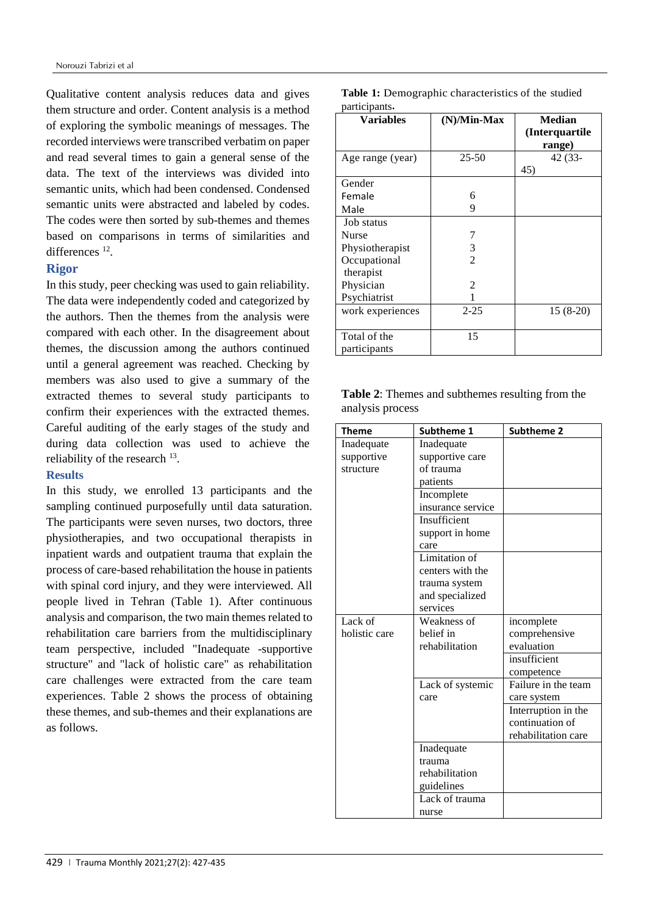Qualitative content analysis reduces data and gives them structure and order. Content analysis is a method of exploring the symbolic meanings of messages. The recorded interviews were transcribed verbatim on paper and read several times to gain a general sense of the data. The text of the interviews was divided into semantic units, which had been condensed. Condensed semantic units were abstracted and labeled by codes. The codes were then sorted by sub-themes and themes based on comparisons in terms of similarities and differences [12].

## Rigor

In this study, peer checking was used to gain reliability. The data were independently coded and categorized by the authors. Then the themes from the analysis were compared with each other. In the disagreement about themes, the discussion among the authors continued until a general agreement was reached. Checking by members was also used to give a summary of the extracted themes to several study participants to confirm their experiences with the extracted themes. Careful auditing of the early stages of the study and during data collection was used to achieve the reliability of the research [13].

## Results

In this study, we enrolled 13 participants and the sampling continued purposefully until data saturation. The participants were seven nurses, two doctors, three physiotherapies, and two occupational therapists in inpatient wards and outpatient trauma that explain the process of care-based rehabilitation the house in patients with spinal cord injury, and they were interviewed. All people lived in Tehran (Table 1). After continuous analysis and comparison, the two main themes related to rehabilitation care barriers from the multidisciplinary team perspective, included "Inadequate -supportive structure" and "lack of holistic care" as rehabilitation care challenges were extracted from the care team experiences. Table 2 shows the process of obtaining these themes, and sub-themes and their explanations are as follows.

**Table 1:** Demographic characteristics of the studied participants.

| Variables | (N)/Min-Max | Median (Interquartile range) |
|---|---|---|
| Age range (year) | 25-50 | 42 (33-45) |
| Gender | | |
| Female | 6 | |
| Male | 9 | |
| Job status | | |
| Nurse | 7 | |
| Physiotherapist | 3 | |
| Occupational therapist | 2 | |
| Physician | 2 | |
| Psychiatrist | 1 | |
| work experiences | 2-25 | 15 (8-20) |
| Total of the participants | 15 | |

**Table 2**: Themes and subthemes resulting from the analysis process

| Theme | Subtheme 1 | Subtheme 2 |
|---|---|---|
| Inadequate supportive structure | Inadequate supportive care of trauma patients | |
| | Incomplete insurance service | |
| | Insufficient support in home care | |
| | Limitation of centers with the trauma system and specialized services | |
| Lack of holistic care | Weakness of belief in rehabilitation | incomplete comprehensive evaluation |
| | | insufficient competence |
| | Lack of systemic care | Failure in the team care system |
| | | Interruption in the continuation of rehabilitation care |
| | Inadequate trauma rehabilitation guidelines | |
| | Lack of trauma nurse | |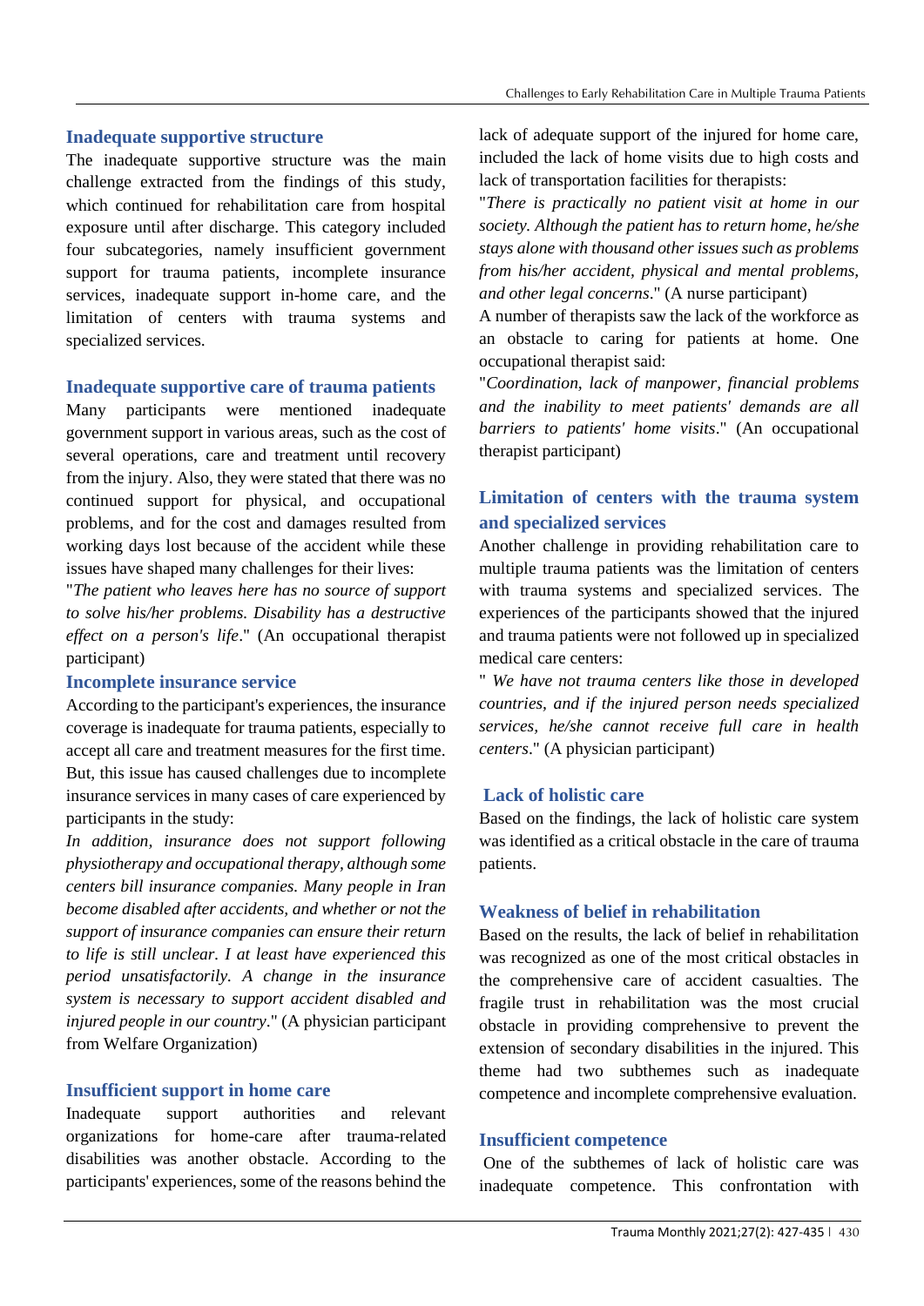### Inadequate supportive structure

The inadequate supportive structure was the main challenge extracted from the findings of this study, which continued for rehabilitation care from hospital exposure until after discharge. This category included four subcategories, namely insufficient government support for trauma patients, incomplete insurance services, inadequate support in-home care, and the limitation of centers with trauma systems and specialized services.

### Inadequate supportive care of trauma patients

Many participants were mentioned inadequate government support in various areas, such as the cost of several operations, care and treatment until recovery from the injury. Also, they were stated that there was no continued support for physical, and occupational problems, and for the cost and damages resulted from working days lost because of the accident while these issues have shaped many challenges for their lives:

"*The patient who leaves here has no source of support to solve his/her problems. Disability has a destructive effect on a person's life*." (An occupational therapist participant)

### Incomplete insurance service

According to the participant's experiences, the insurance coverage is inadequate for trauma patients, especially to accept all care and treatment measures for the first time. But, this issue has caused challenges due to incomplete insurance services in many cases of care experienced by participants in the study:

*In addition, insurance does not support following physiotherapy and occupational therapy, although some centers bill insurance companies. Many people in Iran become disabled after accidents, and whether or not the support of insurance companies can ensure their return to life is still unclear. I at least have experienced this period unsatisfactorily. A change in the insurance system is necessary to support accident disabled and injured people in our country*." (A physician participant from Welfare Organization)

### Insufficient support in home care

Inadequate support authorities and relevant organizations for home-care after trauma-related disabilities was another obstacle. According to the participants' experiences, some of the reasons behind the lack of adequate support of the injured for home care, included the lack of home visits due to high costs and lack of transportation facilities for therapists:

"*There is practically no patient visit at home in our society. Although the patient has to return home, he/she stays alone with thousand other issues such as problems from his/her accident, physical and mental problems, and other legal concerns*." (A nurse participant)

A number of therapists saw the lack of the workforce as an obstacle to caring for patients at home. One occupational therapist said:

"*Coordination, lack of manpower, financial problems and the inability to meet patients' demands are all barriers to patients' home visits*." (An occupational therapist participant)

### Limitation of centers with the trauma system and specialized services

Another challenge in providing rehabilitation care to multiple trauma patients was the limitation of centers with trauma systems and specialized services. The experiences of the participants showed that the injured and trauma patients were not followed up in specialized medical care centers:

" *We have not trauma centers like those in developed countries, and if the injured person needs specialized services, he/she cannot receive full care in health centers*." (A physician participant)

### Lack of holistic care

Based on the findings, the lack of holistic care system was identified as a critical obstacle in the care of trauma patients.

### Weakness of belief in rehabilitation

Based on the results, the lack of belief in rehabilitation was recognized as one of the most critical obstacles in the comprehensive care of accident casualties. The fragile trust in rehabilitation was the most crucial obstacle in providing comprehensive to prevent the extension of secondary disabilities in the injured. This theme had two subthemes such as inadequate competence and incomplete comprehensive evaluation.

### Insufficient competence

One of the subthemes of lack of holistic care was inadequate competence. This confrontation with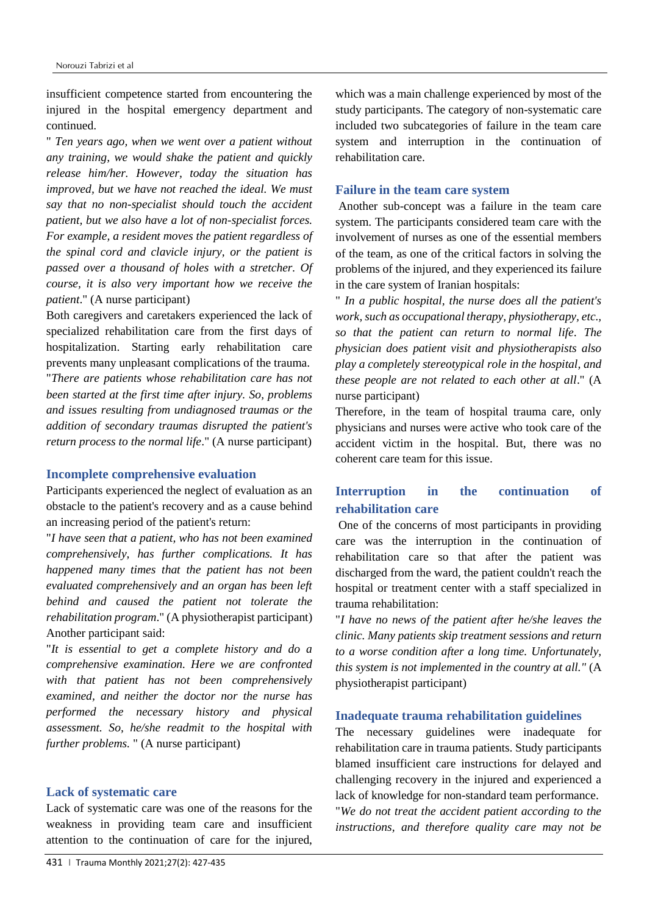insufficient competence started from encountering the injured in the hospital emergency department and continued.

" *Ten years ago, when we went over a patient without any training, we would shake the patient and quickly release him/her. However, today the situation has improved, but we have not reached the ideal. We must say that no non-specialist should touch the accident patient, but we also have a lot of non-specialist forces. For example, a resident moves the patient regardless of the spinal cord and clavicle injury, or the patient is passed over a thousand of holes with a stretcher. Of course, it is also very important how we receive the patient*." (A nurse participant)

Both caregivers and caretakers experienced the lack of specialized rehabilitation care from the first days of hospitalization. Starting early rehabilitation care prevents many unpleasant complications of the trauma.

"*There are patients whose rehabilitation care has not been started at the first time after injury. So, problems and issues resulting from undiagnosed traumas or the addition of secondary traumas disrupted the patient's return process to the normal life*." (A nurse participant)

### Incomplete comprehensive evaluation

Participants experienced the neglect of evaluation as an obstacle to the patient's recovery and as a cause behind an increasing period of the patient's return:

"*I have seen that a patient, who has not been examined comprehensively, has further complications. It has happened many times that the patient has not been evaluated comprehensively and an organ has been left behind and caused the patient not tolerate the rehabilitation program*." (A physiotherapist participant)

Another participant said:

"*It is essential to get a complete history and do a comprehensive examination. Here we are confronted with that patient has not been comprehensively examined, and neither the doctor nor the nurse has performed the necessary history and physical assessment. So, he/she readmit to the hospital with further problems.* " (A nurse participant)

### Lack of systematic care

Lack of systematic care was one of the reasons for the weakness in providing team care and insufficient attention to the continuation of care for the injured, which was a main challenge experienced by most of the study participants. The category of non-systematic care included two subcategories of failure in the team care system and interruption in the continuation of rehabilitation care.

### Failure in the team care system

Another sub-concept was a failure in the team care system. The participants considered team care with the involvement of nurses as one of the essential members of the team, as one of the critical factors in solving the problems of the injured, and they experienced its failure in the care system of Iranian hospitals:

" *In a public hospital, the nurse does all the patient's work, such as occupational therapy, physiotherapy, etc., so that the patient can return to normal life. The physician does patient visit and physiotherapists also play a completely stereotypical role in the hospital, and these people are not related to each other at all*." (A nurse participant)

Therefore, in the team of hospital trauma care, only physicians and nurses were active who took care of the accident victim in the hospital. But, there was no coherent care team for this issue.

### Interruption in the continuation of rehabilitation care

One of the concerns of most participants in providing care was the interruption in the continuation of rehabilitation care so that after the patient was discharged from the ward, the patient couldn't reach the hospital or treatment center with a staff specialized in trauma rehabilitation:

"*I have no news of the patient after he/she leaves the clinic. Many patients skip treatment sessions and return to a worse condition after a long time. Unfortunately, this system is not implemented in the country at all."* (A physiotherapist participant)

### Inadequate trauma rehabilitation guidelines

The necessary guidelines were inadequate for rehabilitation care in trauma patients. Study participants blamed insufficient care instructions for delayed and challenging recovery in the injured and experienced a lack of knowledge for non-standard team performance.

"*We do not treat the accident patient according to the instructions, and therefore quality care may not be*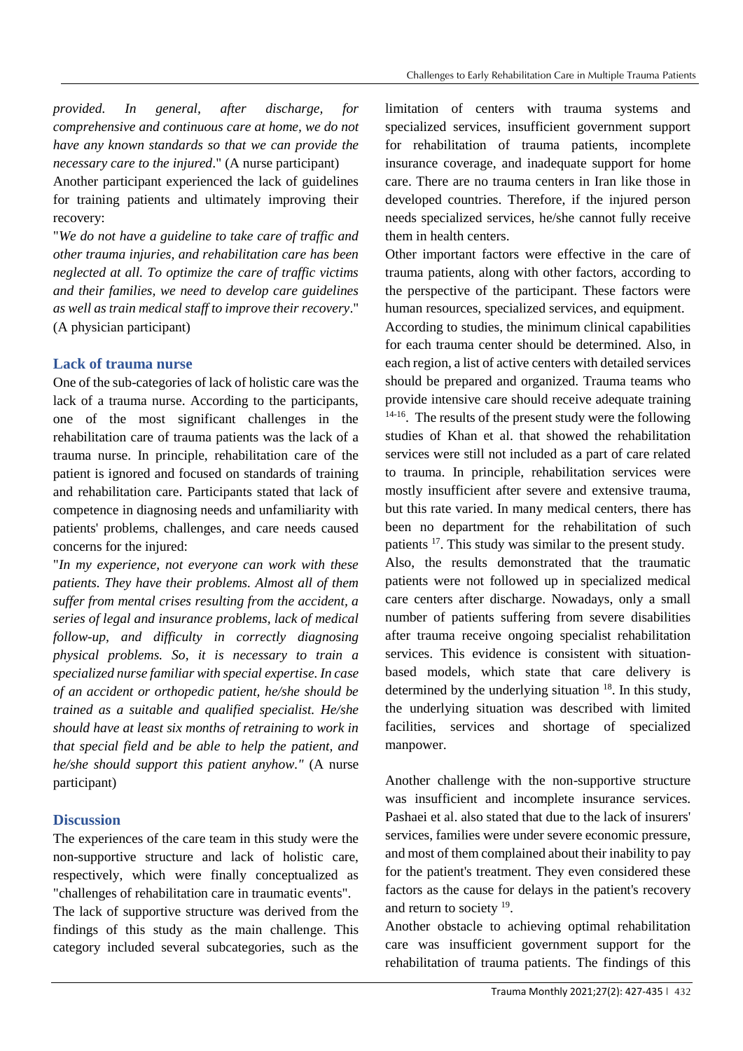*provided. In general, after discharge, for comprehensive and continuous care at home, we do not have any known standards so that we can provide the necessary care to the injured*." (A nurse participant)

Another participant experienced the lack of guidelines for training patients and ultimately improving their recovery:

"*We do not have a guideline to take care of traffic and other trauma injuries, and rehabilitation care has been neglected at all. To optimize the care of traffic victims and their families, we need to develop care guidelines as well as train medical staff to improve their recovery*." (A physician participant)

### Lack of trauma nurse

One of the sub-categories of lack of holistic care was the lack of a trauma nurse. According to the participants, one of the most significant challenges in the rehabilitation care of trauma patients was the lack of a trauma nurse. In principle, rehabilitation care of the patient is ignored and focused on standards of training and rehabilitation care. Participants stated that lack of competence in diagnosing needs and unfamiliarity with patients' problems, challenges, and care needs caused concerns for the injured:

"*In my experience, not everyone can work with these patients. They have their problems. Almost all of them suffer from mental crises resulting from the accident, a series of legal and insurance problems, lack of medical follow-up, and difficulty in correctly diagnosing physical problems. So, it is necessary to train a specialized nurse familiar with special expertise. In case of an accident or orthopedic patient, he/she should be trained as a suitable and qualified specialist. He/she should have at least six months of retraining to work in that special field and be able to help the patient, and he/she should support this patient anyhow."* (A nurse participant)

## Discussion

The experiences of the care team in this study were the non-supportive structure and lack of holistic care, respectively, which were finally conceptualized as "challenges of rehabilitation care in traumatic events".

The lack of supportive structure was derived from the findings of this study as the main challenge. This category included several subcategories, such as the limitation of centers with trauma systems and specialized services, insufficient government support for rehabilitation of trauma patients, incomplete insurance coverage, and inadequate support for home care. There are no trauma centers in Iran like those in developed countries. Therefore, if the injured person needs specialized services, he/she cannot fully receive them in health centers.

Other important factors were effective in the care of trauma patients, along with other factors, according to the perspective of the participant. These factors were human resources, specialized services, and equipment.

According to studies, the minimum clinical capabilities for each trauma center should be determined. Also, in each region, a list of active centers with detailed services should be prepared and organized. Trauma teams who provide intensive care should receive adequate training [14-16]. The results of the present study were the following studies of Khan et al. that showed the rehabilitation services were still not included as a part of care related to trauma. In principle, rehabilitation services were mostly insufficient after severe and extensive trauma, but this rate varied. In many medical centers, there has been no department for the rehabilitation of such patients [17]. This study was similar to the present study.

Also, the results demonstrated that the traumatic patients were not followed up in specialized medical care centers after discharge. Nowadays, only a small number of patients suffering from severe disabilities after trauma receive ongoing specialist rehabilitation services. This evidence is consistent with situation-based models, which state that care delivery is determined by the underlying situation [18]. In this study, the underlying situation was described with limited facilities, services and shortage of specialized manpower.

Another challenge with the non-supportive structure was insufficient and incomplete insurance services. Pashaei et al. also stated that due to the lack of insurers' services, families were under severe economic pressure, and most of them complained about their inability to pay for the patient's treatment. They even considered these factors as the cause for delays in the patient's recovery and return to society [19].

Another obstacle to achieving optimal rehabilitation care was insufficient government support for the rehabilitation of trauma patients. The findings of this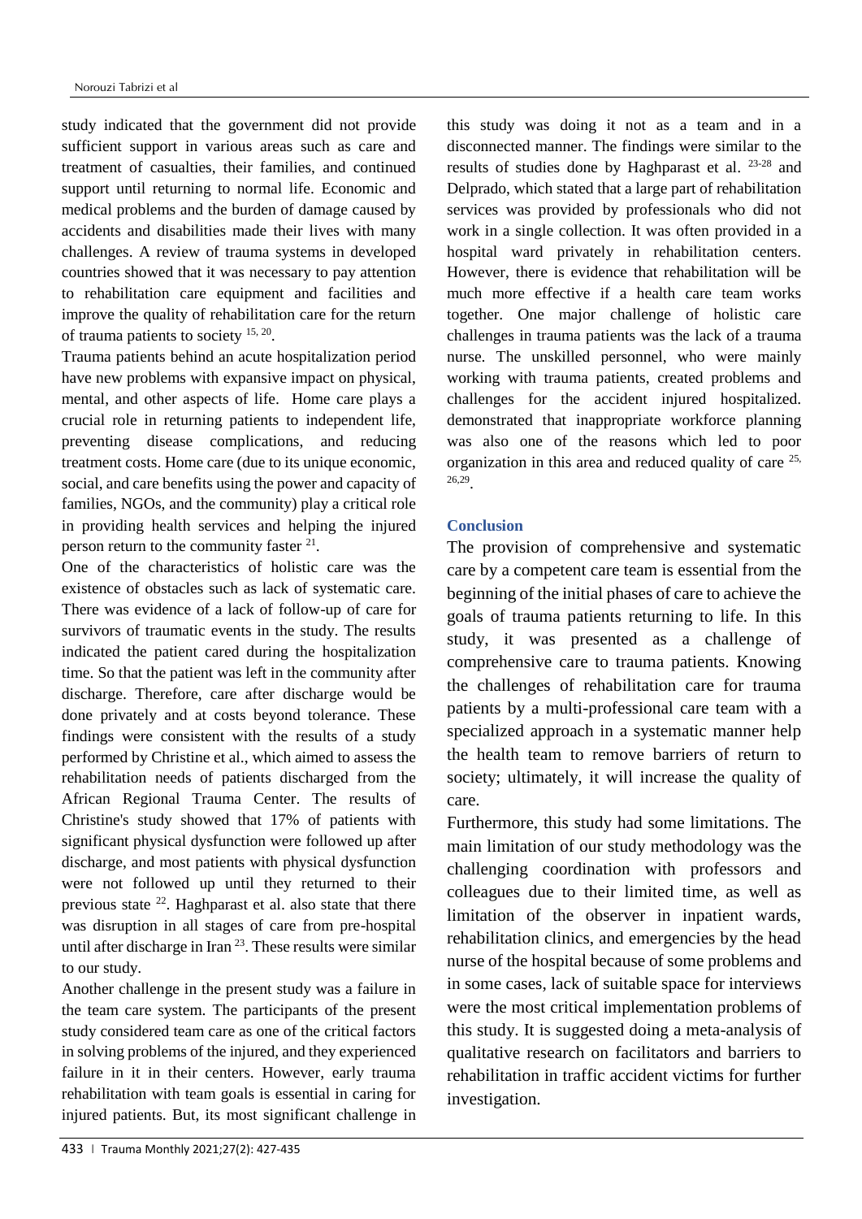study indicated that the government did not provide sufficient support in various areas such as care and treatment of casualties, their families, and continued support until returning to normal life. Economic and medical problems and the burden of damage caused by accidents and disabilities made their lives with many challenges. A review of trauma systems in developed countries showed that it was necessary to pay attention to rehabilitation care equipment and facilities and improve the quality of rehabilitation care for the return of trauma patients to society [15, 20].

Trauma patients behind an acute hospitalization period have new problems with expansive impact on physical, mental, and other aspects of life. Home care plays a crucial role in returning patients to independent life, preventing disease complications, and reducing treatment costs. Home care (due to its unique economic, social, and care benefits using the power and capacity of families, NGOs, and the community) play a critical role in providing health services and helping the injured person return to the community faster [21].

One of the characteristics of holistic care was the existence of obstacles such as lack of systematic care. There was evidence of a lack of follow-up of care for survivors of traumatic events in the study. The results indicated the patient cared during the hospitalization time. So that the patient was left in the community after discharge. Therefore, care after discharge would be done privately and at costs beyond tolerance. These findings were consistent with the results of a study performed by Christine et al., which aimed to assess the rehabilitation needs of patients discharged from the African Regional Trauma Center. The results of Christine's study showed that 17% of patients with significant physical dysfunction were followed up after discharge, and most patients with physical dysfunction were not followed up until they returned to their previous state [22]. Haghparast et al. also state that there was disruption in all stages of care from pre-hospital until after discharge in Iran [23]. These results were similar to our study.

Another challenge in the present study was a failure in the team care system. The participants of the present study considered team care as one of the critical factors in solving problems of the injured, and they experienced failure in it in their centers. However, early trauma rehabilitation with team goals is essential in caring for injured patients. But, its most significant challenge in this study was doing it not as a team and in a disconnected manner. The findings were similar to the results of studies done by Haghparast et al. [23-28] and Delprado, which stated that a large part of rehabilitation services was provided by professionals who did not work in a single collection. It was often provided in a hospital ward privately in rehabilitation centers. However, there is evidence that rehabilitation will be much more effective if a health care team works together. One major challenge of holistic care challenges in trauma patients was the lack of a trauma nurse. The unskilled personnel, who were mainly working with trauma patients, created problems and challenges for the accident injured hospitalized. demonstrated that inappropriate workforce planning was also one of the reasons which led to poor organization in this area and reduced quality of care [25, 26,29].

## Conclusion

The provision of comprehensive and systematic care by a competent care team is essential from the beginning of the initial phases of care to achieve the goals of trauma patients returning to life. In this study, it was presented as a challenge of comprehensive care to trauma patients. Knowing the challenges of rehabilitation care for trauma patients by a multi-professional care team with a specialized approach in a systematic manner help the health team to remove barriers of return to society; ultimately, it will increase the quality of care.

Furthermore, this study had some limitations. The main limitation of our study methodology was the challenging coordination with professors and colleagues due to their limited time, as well as limitation of the observer in inpatient wards, rehabilitation clinics, and emergencies by the head nurse of the hospital because of some problems and in some cases, lack of suitable space for interviews were the most critical implementation problems of this study. It is suggested doing a meta-analysis of qualitative research on facilitators and barriers to rehabilitation in traffic accident victims for further investigation.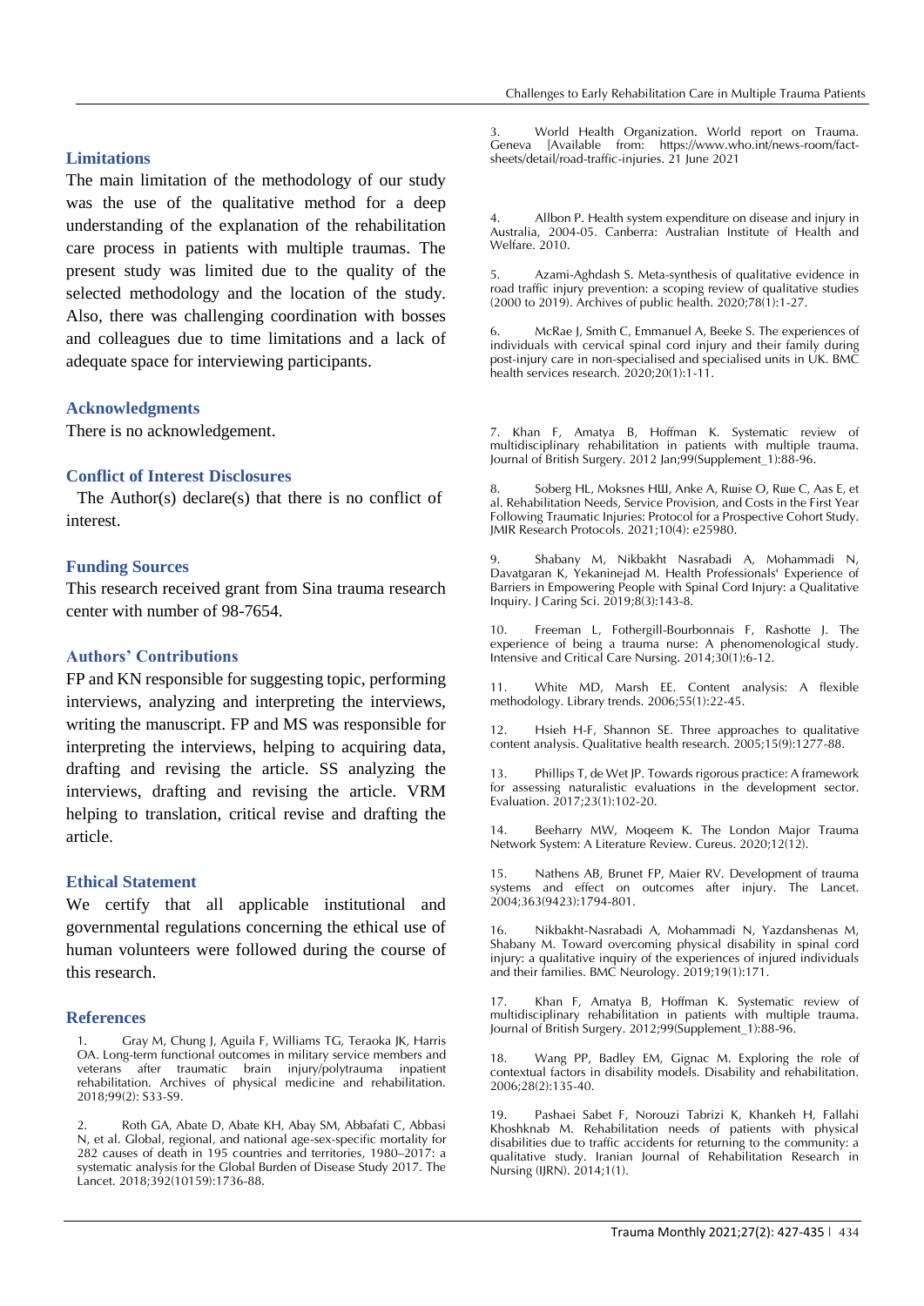### Limitations

The main limitation of the methodology of our study was the use of the qualitative method for a deep understanding of the explanation of the rehabilitation care process in patients with multiple traumas. The present study was limited due to the quality of the selected methodology and the location of the study. Also, there was challenging coordination with bosses and colleagues due to time limitations and a lack of adequate space for interviewing participants.

### Acknowledgments

There is no acknowledgement.

### Conflict of Interest Disclosures

The Author(s) declare(s) that there is no conflict of interest.

### Funding Sources

This research received grant from Sina trauma research center with number of 98-7654.

### Authors' Contributions

FP and KN responsible for suggesting topic, performing interviews, analyzing and interpreting the interviews, writing the manuscript. FP and MS was responsible for interpreting the interviews, helping to acquiring data, drafting and revising the article. SS analyzing the interviews, drafting and revising the article. VRM helping to translation, critical revise and drafting the article.

### Ethical Statement

We certify that all applicable institutional and governmental regulations concerning the ethical use of human volunteers were followed during the course of this research.

### References

1. Gray M, Chung J, Aguila F, Williams TG, Teraoka JK, Harris OA. Long-term functional outcomes in military service members and veterans after traumatic brain injury/polytrauma inpatient rehabilitation. Archives of physical medicine and rehabilitation. 2018;99(2): S33-S9.

2. Roth GA, Abate D, Abate KH, Abay SM, Abbafati C, Abbasi N, et al. Global, regional, and national age-sex-specific mortality for 282 causes of death in 195 countries and territories, 1980–2017: a systematic analysis for the Global Burden of Disease Study 2017. The Lancet. 2018;392(10159):1736-88.

3. World Health Organization. World report on Trauma. Geneva [Available from: https://www.who.int/news-room/fact-sheets/detail/road-traffic-injuries. 21 June 2021

4. Allbon P. Health system expenditure on disease and injury in Australia, 2004-05. Canberra: Australian Institute of Health and Welfare. 2010.

5. Azami-Aghdash S. Meta-synthesis of qualitative evidence in road traffic injury prevention: a scoping review of qualitative studies (2000 to 2019). Archives of public health. 2020;78(1):1-27.

6. McRae J, Smith C, Emmanuel A, Beeke S. The experiences of individuals with cervical spinal cord injury and their family during post-injury care in non-specialised and specialised units in UK. BMC health services research. 2020;20(1):1-11.

7. Khan F, Amatya B, Hoffman K. Systematic review of multidisciplinary rehabilitation in patients with multiple trauma. Journal of British Surgery. 2012 Jan;99(Supplement_1):88-96.

8. Soberg HL, Moksnes НШ, Anke A, Rшise O, Rшe C, Aas E, et al. Rehabilitation Needs, Service Provision, and Costs in the First Year Following Traumatic Injuries: Protocol for a Prospective Cohort Study. JMIR Research Protocols. 2021;10(4): e25980.

9. Shabany M, Nikbakht Nasrabadi A, Mohammadi N, Davatgaran K, Yekaninejad M. Health Professionals' Experience of Barriers in Empowering People with Spinal Cord Injury: a Qualitative Inquiry. J Caring Sci. 2019;8(3):143-8.

10. Freeman L, Fothergill-Bourbonnais F, Rashotte J. The experience of being a trauma nurse: A phenomenological study. Intensive and Critical Care Nursing. 2014;30(1):6-12.

11. White MD, Marsh EE. Content analysis: A flexible methodology. Library trends. 2006;55(1):22-45.

12. Hsieh H-F, Shannon SE. Three approaches to qualitative content analysis. Qualitative health research. 2005;15(9):1277-88.

13. Phillips T, de Wet JP. Towards rigorous practice: A framework for assessing naturalistic evaluations in the development sector. Evaluation. 2017;23(1):102-20.

14. Beeharry MW, Moqeem K. The London Major Trauma Network System: A Literature Review. Cureus. 2020;12(12).

15. Nathens AB, Brunet FP, Maier RV. Development of trauma systems and effect on outcomes after injury. The Lancet. 2004;363(9423):1794-801.

16. Nikbakht-Nasrabadi A, Mohammadi N, Yazdanshenas M, Shabany M. Toward overcoming physical disability in spinal cord injury: a qualitative inquiry of the experiences of injured individuals and their families. BMC Neurology. 2019;19(1):171.

17. Khan F, Amatya B, Hoffman K. Systematic review of multidisciplinary rehabilitation in patients with multiple trauma. Journal of British Surgery. 2012;99(Supplement_1):88-96.

18. Wang PP, Badley EM, Gignac M. Exploring the role of contextual factors in disability models. Disability and rehabilitation. 2006;28(2):135-40.

19. Pashaei Sabet F, Norouzi Tabrizi K, Khankeh H, Fallahi Khoshknab M. Rehabilitation needs of patients with physical disabilities due to traffic accidents for returning to the community: a qualitative study. Iranian Journal of Rehabilitation Research in Nursing (IJRN). 2014;1(1).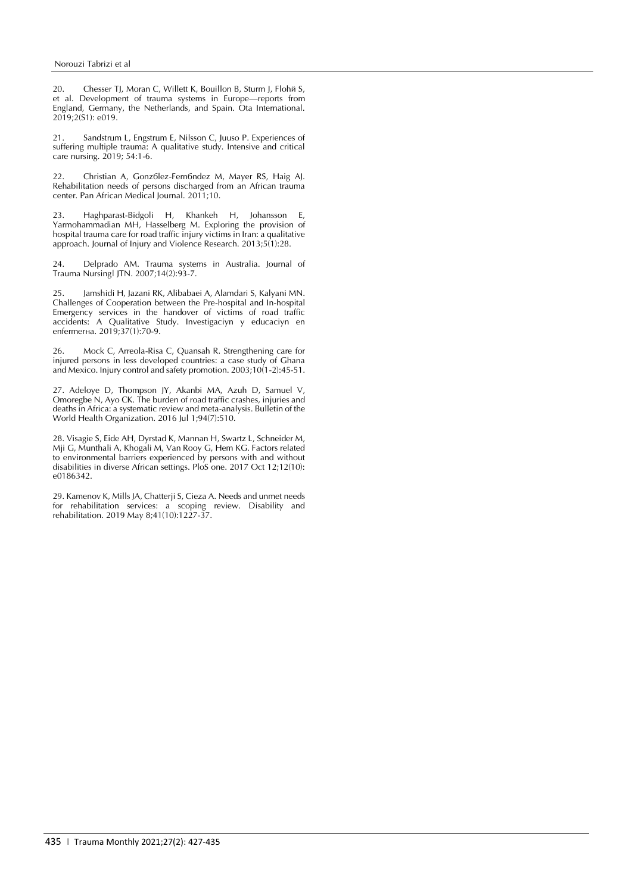20. Chesser TJ, Moran C, Willett K, Bouillon B, Sturm J, Flohй S, et al. Development of trauma systems in Europe—reports from England, Germany, the Netherlands, and Spain. Ota International. 2019;2(S1): e019.

21. Sandstrum L, Engstrum E, Nilsson C, Juuso P. Experiences of suffering multiple trauma: A qualitative study. Intensive and critical care nursing. 2019; 54:1-6.

22. Christian A, Gonzбlez-Fernбndez M, Mayer RS, Haig AJ. Rehabilitation needs of persons discharged from an African trauma center. Pan African Medical Journal. 2011;10.

23. Haghparast-Bidgoli H, Khankeh H, Johansson E, Yarmohammadian MH, Hasselberg M. Exploring the provision of hospital trauma care for road traffic injury victims in Iran: a qualitative approach. Journal of Injury and Violence Research. 2013;5(1):28.

24. Delprado AM. Trauma systems in Australia. Journal of Trauma Nursing| JTN. 2007;14(2):93-7.

25. Jamshidi H, Jazani RK, Alibabaei A, Alamdari S, Kalyani MN. Challenges of Cooperation between the Pre-hospital and In-hospital Emergency services in the handover of victims of road traffic accidents: A Qualitative Study. Investigaciуn y educaciуn en enfermerнa. 2019;37(1):70-9.

26. Mock C, Arreola-Risa C, Quansah R. Strengthening care for injured persons in less developed countries: a case study of Ghana and Mexico. Injury control and safety promotion. 2003;10(1-2):45-51.

27. Adeloye D, Thompson JY, Akanbi MA, Azuh D, Samuel V, Omoregbe N, Ayo CK. The burden of road traffic crashes, injuries and deaths in Africa: a systematic review and meta-analysis. Bulletin of the World Health Organization. 2016 Jul 1;94(7):510.

28. Visagie S, Eide AH, Dyrstad K, Mannan H, Swartz L, Schneider M, Mji G, Munthali A, Khogali M, Van Rooy G, Hem KG. Factors related to environmental barriers experienced by persons with and without disabilities in diverse African settings. PloS one. 2017 Oct 12;12(10): e0186342.

29. Kamenov K, Mills JA, Chatterji S, Cieza A. Needs and unmet needs for rehabilitation services: a scoping review. Disability and rehabilitation. 2019 May 8;41(10):1227-37.